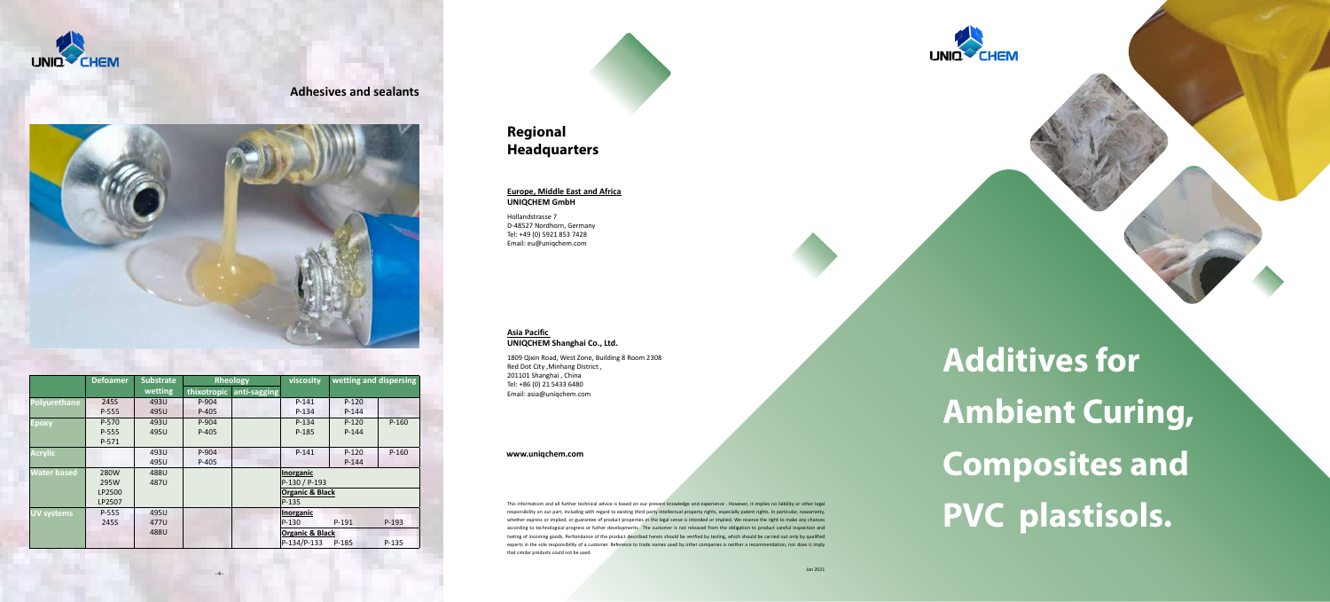## Adhesives and sealants

| | Defoamer | Substrate wetting | Rheology | | viscosity | wetting and dispersing | | |
|---|---|---|---|---|---|---|---|---|
| | | | thixotropic | anti-sagging | | | | |
| Polyurethane | 245S | 493U | P-904 | | P-141 | P-120 | | |
| | P-555 | 495U | P-405 | | P-134 | P-144 | | |
| Epoxy | P-570 | 493U | P-904 | | P-134 | P-120 | P-160 | |
| | P-555 | 495U | P-405 | | P-185 | P-144 | | |
| | P-571 | | | | | | | |
| Acrylic | | 493U | P-904 | | P-141 | P-120 | P-160 | |
| | | 495U | P-405 | | | P-144 | | |
| Water based | 280W | 488U | | | **Inorganic** | | | |
| | 295W | 487U | | | P-130 / P-193 | | | |
| | LP2500 | | | | **Organic & Black** | | | |
| | LP2507 | | | | P-135 | | | |
| UV systems | P-555 | 495U | | | **Inorganic** | | | |
| | 245S | 477U | | | P-130 | P-191 | P-193 | |
| | | 488U | | | **Organic & Black** | | | |
| | | | | | P-134/P-133 | P-185 | P-135 | |

## Regional Headquarters

**Europe, Middle East and Africa**
**UNIQCHEM GmbH**

Hollandstrasse 7
D-48527 Nordhorn, Germany
Tel: +49 (0) 5921 853 7428
Email: eu@uniqchem.com

**Asia Pacific**
**UNIQCHEM Shanghai Co., Ltd.**

1809 Qixin Road, West Zone, Building 8 Room 2308
Red Dot City ,Minhang District ,
201101 Shanghai , China
Tel: +86 (0) 21 5433 6480
Email: asia@uniqchem.com

**www.uniqchem.com**

This information and all further technical advice is based on our present knowledge and experience . However, it implies no liability or other legal responsibility on our part, including with regard to existing third party intellectual property rights, especially patent rights. In particular, nowarranty, whether express or implied, or guarantee of product properties in the legal sense is intended or implied. We reserve the right to make any chances according to technological progress or futher developments . The customer is not released from the obligation to product careful inspection and testing of incoming goods. Perfomance of the product described herein should be verified by testing, which should be carried out only by qualified experts in the sole responsibility of a customer. Reference to trade names used by other companies is neither a recommendation, nor does it imply that similar products could not be used.

Jan 2021

# Additives for Ambient Curing, Composites and PVC plastisols.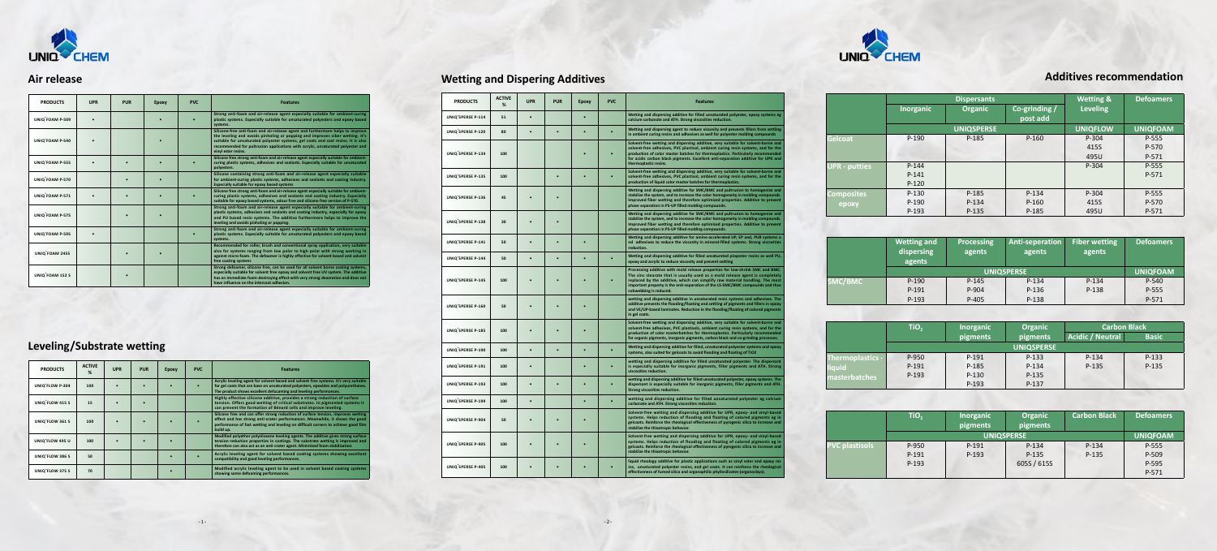UNIQCHEM

## Air release

| PRODUCTS | UPR | PUR | Epoxy | PVC | Features |
|---|---|---|---|---|---|
| UNIQ FOAM P-509 | • | | • | • | Strong anti-foam and air-release agent especially suitable for ambient-curing plastic systems. Especially suitable for unsaturated polyesters and epoxy based systems. |
| UNIQ FOAM P-540 | • | | • | | Silicone-free anti-foam and air-release agent and furthermore helps to improve the leveling and avoids pinholing or popping and improves fiber wetting. It's suitable for unsaturated polyester systems, gel coats and cast resins. It is also recommended for pultrusion applications with acrylic, unsaturated polyester and vinyl ester resins. |
| UNIQ FOAM P-555 | • | • | • | • | Silicone free strong anti-foam and air-release agent especially suitable for ambient-curing plastic systems, adhesives and sealants. Especially suitable for unsaturated polyesters. |
| UNIQ FOAM P-570 | | • | • | | Silicone containing strong anti-foam and air-release agent especially suitable for ambient-curing plastic systems, adhesives and sealants and coating industry. Especially suitable for epoxy based systems |
| UNIQ FOAM P-571 | • | • | • | • | Silicone free strong anti-foam and air-release agent especially suitable for ambient-curing plastic systems, adhesives and sealants and coating industry. Especially suitable for epoxy based systems, odour free and silicone free version of P-570. |
| UNIQ FOAM P-575 | | • | • | | Strong anti-foam and air-release agent especially suitable for ambient-curing plastic systems, adhesives and sealants and coating industry, especially for epoxy and PU based resin systems. The additive furthermore helps to improve the leveling and avoids pinholing or popping. |
| UNIQ FOAM P-595 | • | | | • | Strong anti-foam and air-release agent especially suitable for ambient-curing plastic systems. Especially suitable for unsaturated polyesters and epoxy based systems. |
| UNIQ FOAM 245S | | • | • | | Recommended for roller, brush and conventional spray application, very suitable also for systems ranging from low polar to high polar with strong working in against micro-foam. The defoamer is highly effective for solvent based and solvent free coating systems. |
| UNIQ FOAM 152 S | | • | | | Strong defoamer, silicone free, can be used for all solvent borne coating systems, especially suitable for solvent free epoxy and solvent free UV system. The additive has an immediate foam-destroying effect with very strong deaeration and does not have influence on the intercoat adhesion. |

## Leveling/Substrate wetting

| PRODUCTS | ACTIVE % | UPR | PUR | Epoxy | PVC | Features |
|---|---|---|---|---|---|---|
| UNIQ FLOW P-304 | 100 | • | • | • | • | Acrylic leveling agent for solvent based and solvent free systems. It's very suitable for gel coats that are base on unsaturated polyesters, epoxides and polyurethanes. The product shows excellent defoaming and leveling performances. |
| UNIQ FLOW 415 S | 15 | • | • | | | Highly effective silicone additive, provides a strong reduction of surface tension. Offers good wetting of critical substrates. In pigmented systems it can prevent the formation of Bénard cells and improve leveling. |
| UNIQ FLOW 361 S | 100 | • | • | • | • | Silicone free and can offer strong reduction of surface tension, improves wetting effect and has strong anti-crater performances. Meanwhile, it shows the good performance of fast wetting and leveling on difficult corners to achieve good film build up. |
| UNIQ FLOW 495 U | 100 | • | • | • | | Modified polyether polysiloxane leveling agents. The additive gives strong surface tension reduction properties in coatings. The substrate wetting is improved and therefore can also act as an anti-crater agent. Minimized foam stabilization |
| UNIQ FLOW 386 S | 50 | | | • | • | Acrylic leveling agent for solvent based coating systems showing excellent compatibility and good leveling performances. |
| UNIQ FLOW 375 S | 70 | | | • | | Modified acrylic leveling agent to be used in solvent based coating systems showing some defoaming performances. |

## Wetting and Dispering Additives

| PRODUCTS | ACTIVE % | UPR | PUR | Epoxy | PVC | Features |
|---|---|---|---|---|---|---|
| UNIQ SPERSE P-114 | 51 | • | | • | | Wetting and dispersing additive for filled unsaturated polyester, epoxy systems eg calcium carbonate and ATH. Strong viscosities reduction. |
| UNIQ SPERSE P-120 | 80 | • | • | • | • | Wetting and dispersing agent to reduce viscosity and prevents fillers from settling in ambient curing resins and adhesives as well for polyester molding compounds |
| UNIQ SPERSE P-134 | 100 | | | • | • | Solvent-free wetting and dispersing additive, very suitable for solvent-borne and solvent-free adhesives, PVC plastisol, ambient curing resin systems, and for the production of color master batches for thermoplastics. Particularly recommended for acidic carbon black pigments. Excellent anti-separation additive for UPR and thermoplastic resins. |
| UNIQ SPERSE P-135 | 100 | | • | • | • | Solvent-free wetting and dispersing additive, very suitable for solvent-borne and solvent-free adhesives, PVC plastisol, ambient curing resin systems, and for the production of liquid color master batches for thermoplastics. |
| UNIQ SPERSE P-136 | 45 | • | • | | | Wetting and dispersing additive for SMC/BMC and pultrusion to homogenize and stabilize the system, and to increase the color homogeneity in molding compounds. Improved fiber wetting and therefore optimized properties. Additive to prevent phase separation in PS-UP filled molding compounds. |
| UNIQ SPERSE P-138 | 30 | • | • | | | Wetting and dispersing additive for SMC/BMC and pultrusion to homogenize and stabilize the system, and to increase the color homogeneity in molding compounds. Improved fiber wetting and therefore optimized properties. Additive to prevent phase separation in PS-UP filled molding compounds. |
| UNIQ SPERSE P-141 | 50 | • | • | • | | Wetting and dispersing additive for amine-accelerated UP, EP and, PUR systems and adhesives to reduce the viscosity in mineral-filled systems. Strong viscosities reduction. |
| UNIQ SPERSE P-144 | 50 | • | • | • | • | Wetting and dispersing additive for filled unsaturated polyester resins as well PU, epoxy and acrylic to reduce viscosity and prevent settling |
| UNIQ SPERSE P-145 | 100 | • | • | • | • | Processing additive with mold release properties for low-shrink SMC and BMC. The zinc stearate that is usually used as a mold release agent is completely replaced by the additive, which can simplify raw material handling. The most important property is the anti-separation of the LS-SMC/BMC compounds and thus colorability is reduced. |
| UNIQ SPERSE P-160 | 50 | • | • | • | | wetting and dispersing additive in unsaturated resin systems and adhesives. The additive prevents the flooding/floating and settling of pigments and fillers in epoxy and VE/UP-based laminates. Reduction in the flooding/floating of colored pigments in gel coats. |
| UNIQ SPERSE P-185 | 100 | • | • | • | | Solvent-free wetting and dispersing additive, very suitable for solvent-borne and solvent-free adhesives, PVC plastisols, ambient curing resin systems, and for the production of color masterbatches for thermoplastics. Particularly recommended for organic pigments, inorganic pigments, carbon black and co-grinding processes. |
| UNIQ SPERSE P-190 | 100 | • | • | • | • | Wetting and dispersing additive for filled, unsaturated polyester systems and epoxy systems, also suited for gelcoats to avoid flooding and floating of TiO2 |
| UNIQ SPERSE P-191 | 100 | • | | • | • | wetting and dispersing additive for filled unsaturated polyester. The dispersant is especially suitable for inorganic pigments, filler pigments and ATH. Strong viscosities reduction. |
| UNIQ SPERSE P-193 | 100 | • | • | • | • | wetting and dispersing additive for filled unsaturated polyester, epoxy systems. The dispersant is especially suitable for inorganic pigments, filler pigments and ATH. Strong viscosities reduction. |
| UNIQ SPERSE P-199 | 100 | • | | • | • | wetting and dispersing additive for filled unsaturated polyester eg calcium carbonate and ATH. Strong viscosities reduction. |
| UNIQ SPERSE P-904 | 50 | • | • | • | | Solvent-free wetting and dispersing additive for UPR, epoxy- and vinyl-based systems. Helps reduction of flooding and floating of colored pigments eg in gelcoats. Reinforce the rheological effectiveness of pyrogenic silica to increase and stabilize the thixotropic behavior. |
| UNIQ SPERSE P-905 | 100 | • | • | • | | Solvent-free wetting and dispersing additive for UPR, epoxy- and vinyl-based systems. Helps reduction of flooding and floating of colored pigments eg in gelcoats. Reinforce the rheological effectiveness of pyrogenic silica to increase and stabilize the thixotropic behavior. |
| UNIQ SPERSE P-405 | 100 | • | • | • | • | liquid rheology additive for plastic applications such as vinyl ester and epoxy resins, unsaturated polyester resins, and gel coats. It can reinforce the rheological effectiveness of fumed silica and organophilic phyllosilicates (organoclays). |

## Additives recommendation

| | Dispersants | | | Wetting & Leveling | Defoamers |
|---|---|---|---|---|---|
| | Inorganic | Organic | Co-grinding / post add | | |
| | UNIQSPERSE | | | UNIQFLOW | UNIQFOAM |
| Gelcoat | P-190 | P-185 | P-160 | P-304<br>415S<br>495U | P-555<br>P-570<br>P-571 |
| UPR - putties | P-144<br>P-141<br>P-120 | | | P-304 | P-555<br>P-571 |
| Composites epoxy | P-130<br>P-190<br>P-193 | P-185<br>P-134<br>P-135 | P-134<br>P-160<br>P-185 | P-304<br>415S<br>495U | P-555<br>P-570<br>P-571 |

| | Wetting and dispersing agents | Processing agents | Anti-seperation agents | Fiber wetting agents | Defoamers |
|---|---|---|---|---|---|
| | UNIQSPERSE | | | | UNIQFOAM |
| SMC/BMC | P-190<br>P-191<br>P-193 | P-145<br>P-904<br>P-405 | P-134<br>P-136<br>P-138 | P-134<br>P-138 | P-540<br>P-555<br>P-571 |

| | $TiO_2$ | Inorganic pigments | Organic pigments | Carbon Black | |
|---|---|---|---|---|---|
| | | | | Acidic / Neutral | Basic |
| | UNIQSPERSE | | | | |
| Thermoplastics - liquid masterbatches | P-950<br>P-191<br>P-193 | P-191<br>P-185<br>P-130<br>P-193 | P-133<br>P-134<br>P-135<br>P-137 | P-134<br>P-135 | P-133<br>P-135 |

| | $TiO_2$ | Inorganic pigments | Organic pigments | Carbon Black | Defoamers |
|---|---|---|---|---|---|
| | UNIQSPERSE | | | | UNIQFOAM |
| PVC plastisols | P-950<br>P-191<br>P-193 | P-191<br>P-193 | P-134<br>P-135<br>605S / 615S | P-134<br>P-135 | P-555<br>P-509<br>P-595<br>P-571 |